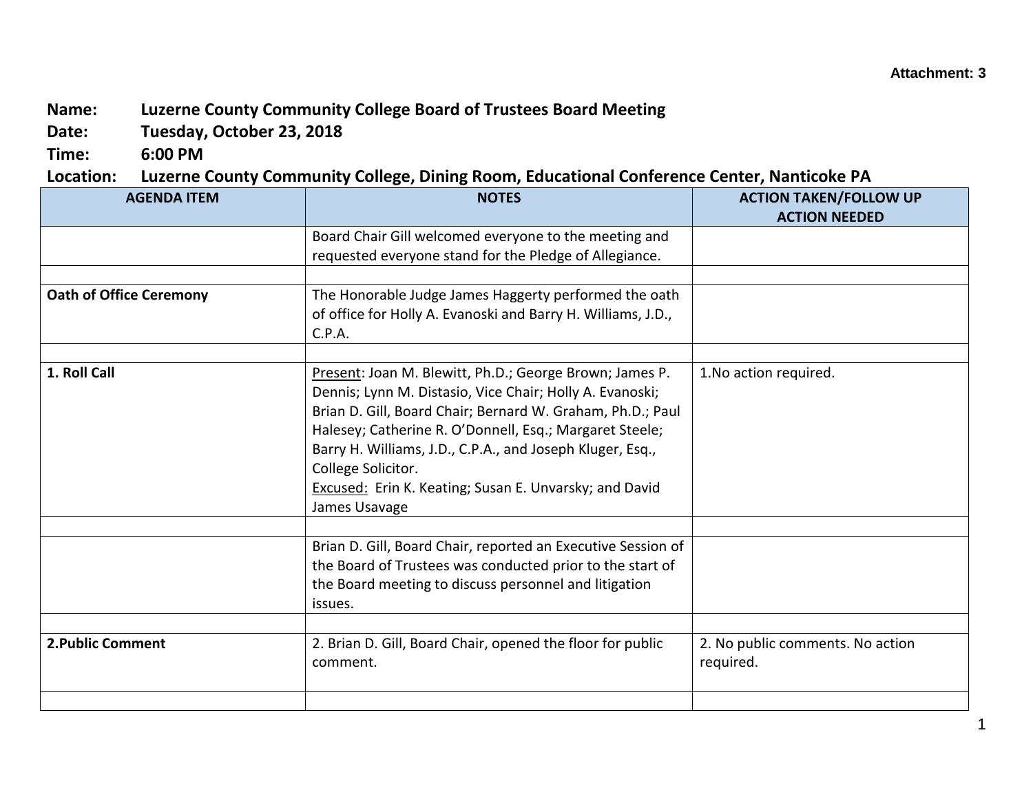Attachment: 3

**Name:** Luzerne County Community College Board of Trustees Board Meeting
**Date:** Tuesday, October 23, 2018
**Time:** 6:00 PM
**Location:** Luzerne County Community College, Dining Room, Educational Conference Center, Nanticoke PA

| AGENDA ITEM | NOTES | ACTION TAKEN/FOLLOW UP ACTION NEEDED |
|---|---|---|
| | Board Chair Gill welcomed everyone to the meeting and requested everyone stand for the Pledge of Allegiance. | |
| | | |
| **Oath of Office Ceremony** | The Honorable Judge James Haggerty performed the oath of office for Holly A. Evanoski and Barry H. Williams, J.D., C.P.A. | |
| | | |
| **1. Roll Call** | Present: Joan M. Blewitt, Ph.D.; George Brown; James P. Dennis; Lynn M. Distasio, Vice Chair; Holly A. Evanoski; Brian D. Gill, Board Chair; Bernard W. Graham, Ph.D.; Paul Halesey; Catherine R. O'Donnell, Esq.; Margaret Steele; Barry H. Williams, J.D., C.P.A., and Joseph Kluger, Esq., College Solicitor.<br>Excused: Erin K. Keating; Susan E. Unvarsky; and David James Usavage | 1.No action required. |
| | | |
| | Brian D. Gill, Board Chair, reported an Executive Session of the Board of Trustees was conducted prior to the start of the Board meeting to discuss personnel and litigation issues. | |
| | | |
| **2.Public Comment** | 2. Brian D. Gill, Board Chair, opened the floor for public comment. | 2. No public comments. No action required. |
| | | |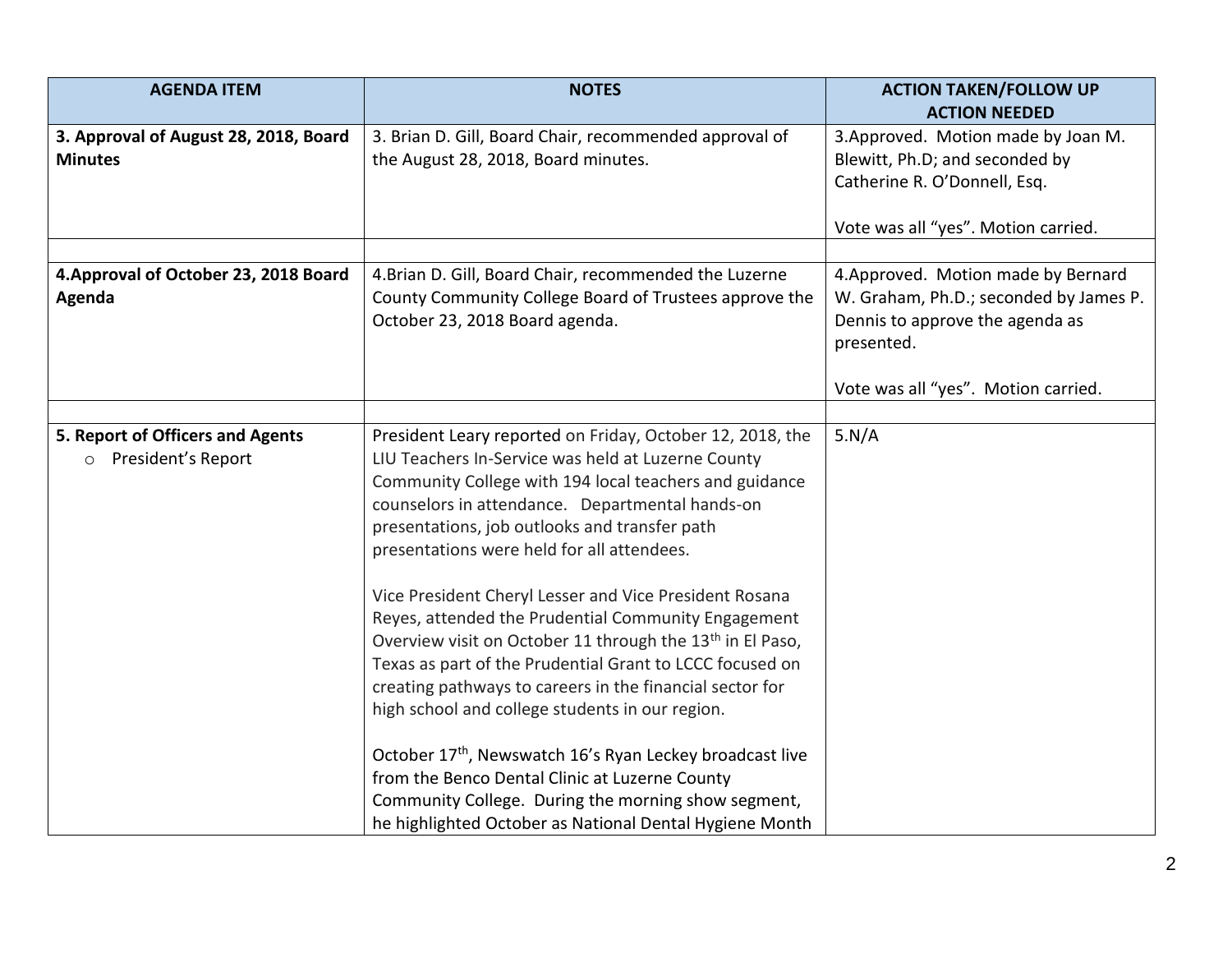| AGENDA ITEM | NOTES | ACTION TAKEN/FOLLOW UP ACTION NEEDED |
|---|---|---|
| **3. Approval of August 28, 2018, Board Minutes** | 3. Brian D. Gill, Board Chair, recommended approval of the August 28, 2018, Board minutes. | 3.Approved. Motion made by Joan M. Blewitt, Ph.D; and seconded by Catherine R. O'Donnell, Esq.<br><br>Vote was all "yes". Motion carried. |
| | | |
| **4.Approval of October 23, 2018 Board Agenda** | 4.Brian D. Gill, Board Chair, recommended the Luzerne County Community College Board of Trustees approve the October 23, 2018 Board agenda. | 4.Approved. Motion made by Bernard W. Graham, Ph.D.; seconded by James P. Dennis to approve the agenda as presented.<br><br>Vote was all "yes". Motion carried. |
| | | |
| **5. Report of Officers and Agents**<br>○ President's Report | President Leary reported on Friday, October 12, 2018, the LIU Teachers In-Service was held at Luzerne County Community College with 194 local teachers and guidance counselors in attendance. Departmental hands-on presentations, job outlooks and transfer path presentations were held for all attendees.<br><br>Vice President Cheryl Lesser and Vice President Rosana Reyes, attended the Prudential Community Engagement Overview visit on October 11 through the 13th in El Paso, Texas as part of the Prudential Grant to LCCC focused on creating pathways to careers in the financial sector for high school and college students in our region.<br><br>October 17th, Newswatch 16's Ryan Leckey broadcast live from the Benco Dental Clinic at Luzerne County Community College. During the morning show segment, he highlighted October as National Dental Hygiene Month | 5.N/A |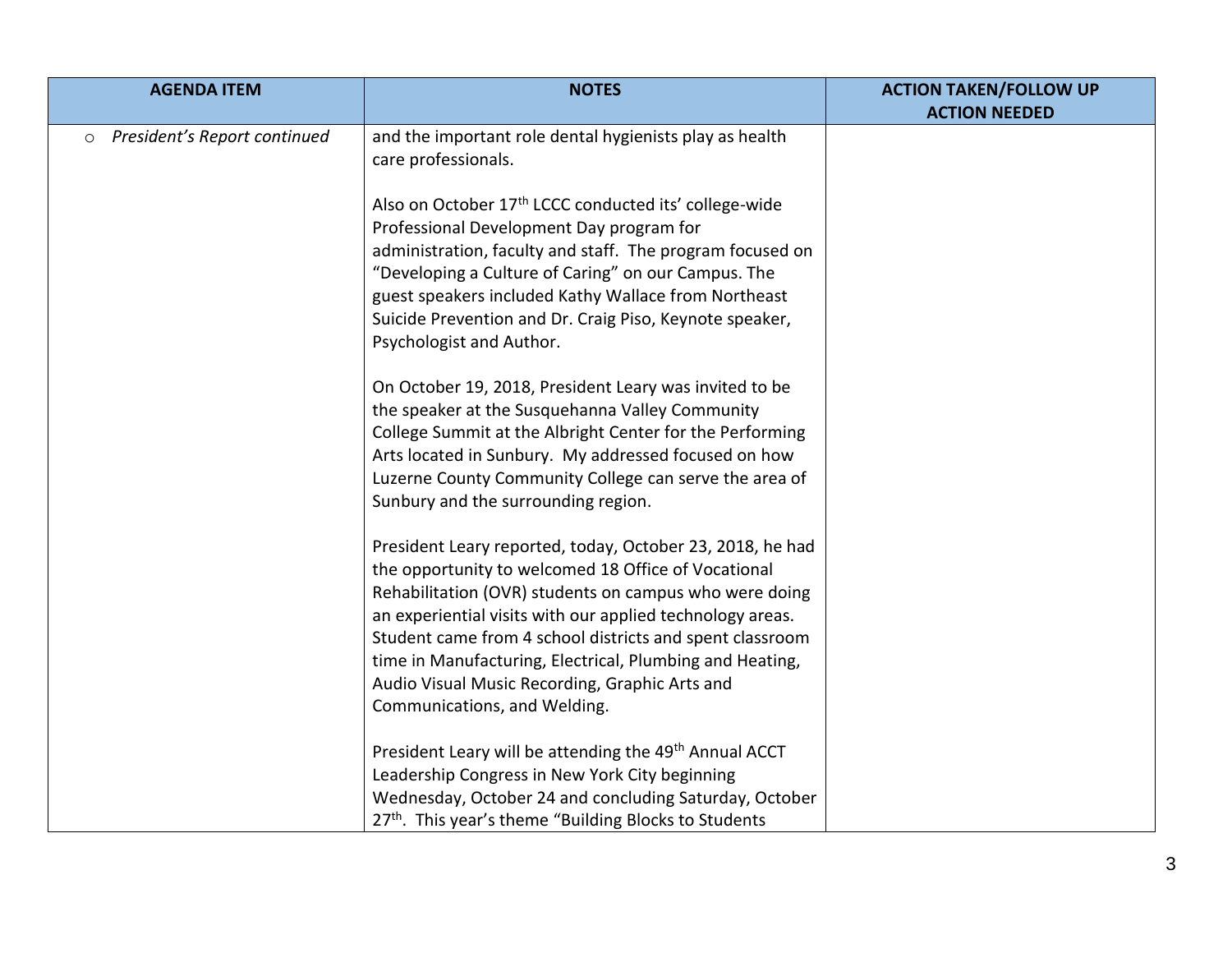| AGENDA ITEM | NOTES | ACTION TAKEN/FOLLOW UP ACTION NEEDED |
|---|---|---|
| ○ *President's Report continued* | and the important role dental hygienists play as health care professionals.<br><br>Also on October 17th LCCC conducted its' college-wide Professional Development Day program for administration, faculty and staff. The program focused on "Developing a Culture of Caring" on our Campus. The guest speakers included Kathy Wallace from Northeast Suicide Prevention and Dr. Craig Piso, Keynote speaker, Psychologist and Author.<br><br>On October 19, 2018, President Leary was invited to be the speaker at the Susquehanna Valley Community College Summit at the Albright Center for the Performing Arts located in Sunbury. My addressed focused on how Luzerne County Community College can serve the area of Sunbury and the surrounding region.<br><br>President Leary reported, today, October 23, 2018, he had the opportunity to welcomed 18 Office of Vocational Rehabilitation (OVR) students on campus who were doing an experiential visits with our applied technology areas. Student came from 4 school districts and spent classroom time in Manufacturing, Electrical, Plumbing and Heating, Audio Visual Music Recording, Graphic Arts and Communications, and Welding.<br><br>President Leary will be attending the 49th Annual ACCT Leadership Congress in New York City beginning Wednesday, October 24 and concluding Saturday, October 27th. This year's theme "Building Blocks to Students | |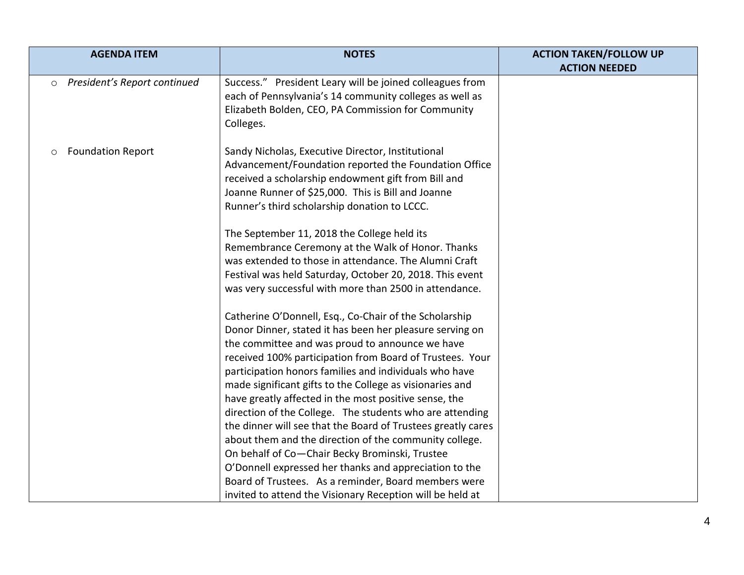| AGENDA ITEM | NOTES | ACTION TAKEN/FOLLOW UP ACTION NEEDED |
|---|---|---|
| ○ *President's Report continued* | Success." President Leary will be joined colleagues from each of Pennsylvania's 14 community colleges as well as Elizabeth Bolden, CEO, PA Commission for Community Colleges. | |
| ○ Foundation Report | Sandy Nicholas, Executive Director, Institutional Advancement/Foundation reported the Foundation Office received a scholarship endowment gift from Bill and Joanne Runner of $25,000. This is Bill and Joanne Runner's third scholarship donation to LCCC.<br><br>The September 11, 2018 the College held its Remembrance Ceremony at the Walk of Honor. Thanks was extended to those in attendance. The Alumni Craft Festival was held Saturday, October 20, 2018. This event was very successful with more than 2500 in attendance.<br><br>Catherine O'Donnell, Esq., Co-Chair of the Scholarship Donor Dinner, stated it has been her pleasure serving on the committee and was proud to announce we have received 100% participation from Board of Trustees. Your participation honors families and individuals who have made significant gifts to the College as visionaries and have greatly affected in the most positive sense, the direction of the College. The students who are attending the dinner will see that the Board of Trustees greatly cares about them and the direction of the community college. On behalf of Co—Chair Becky Brominski, Trustee O'Donnell expressed her thanks and appreciation to the Board of Trustees. As a reminder, Board members were invited to attend the Visionary Reception will be held at | |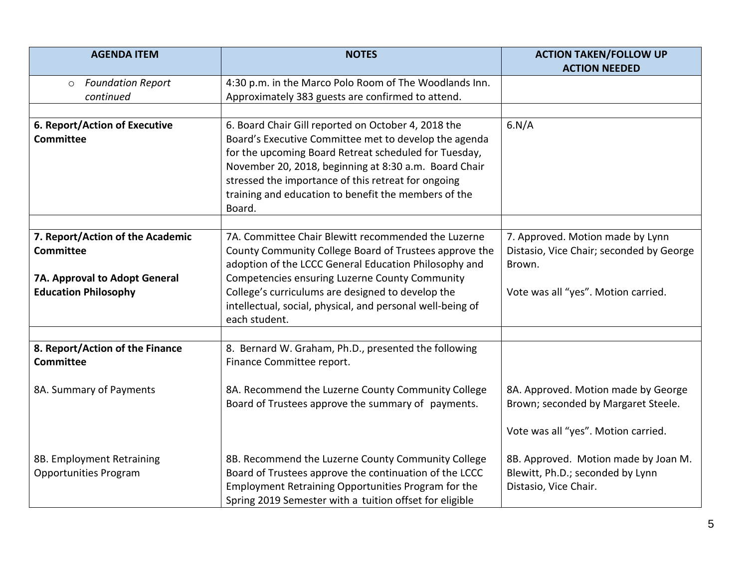| AGENDA ITEM | NOTES | ACTION TAKEN/FOLLOW UP ACTION NEEDED |
|---|---|---|
| ○ *Foundation Report continued* | 4:30 p.m. in the Marco Polo Room of The Woodlands Inn. Approximately 383 guests are confirmed to attend. | |
| | | |
| **6. Report/Action of Executive Committee** | 6. Board Chair Gill reported on October 4, 2018 the Board's Executive Committee met to develop the agenda for the upcoming Board Retreat scheduled for Tuesday, November 20, 2018, beginning at 8:30 a.m. Board Chair stressed the importance of this retreat for ongoing training and education to benefit the members of the Board. | 6.N/A |
| | | |
| **7. Report/Action of the Academic Committee**<br><br>**7A. Approval to Adopt General Education Philosophy** | 7A. Committee Chair Blewitt recommended the Luzerne County Community College Board of Trustees approve the adoption of the LCCC General Education Philosophy and Competencies ensuring Luzerne County Community College's curriculums are designed to develop the intellectual, social, physical, and personal well-being of each student. | 7. Approved. Motion made by Lynn Distasio, Vice Chair; seconded by George Brown.<br><br>Vote was all "yes". Motion carried. |
| | | |
| **8. Report/Action of the Finance Committee**<br><br>8A. Summary of Payments<br><br><br><br><br>8B. Employment Retraining Opportunities Program | 8. Bernard W. Graham, Ph.D., presented the following Finance Committee report.<br><br>8A. Recommend the Luzerne County Community College Board of Trustees approve the summary of payments.<br><br><br><br>8B. Recommend the Luzerne County Community College Board of Trustees approve the continuation of the LCCC Employment Retraining Opportunities Program for the Spring 2019 Semester with a tuition offset for eligible | <br><br><br>8A. Approved. Motion made by George Brown; seconded by Margaret Steele.<br><br>Vote was all "yes". Motion carried.<br><br>8B. Approved. Motion made by Joan M. Blewitt, Ph.D.; seconded by Lynn Distasio, Vice Chair. |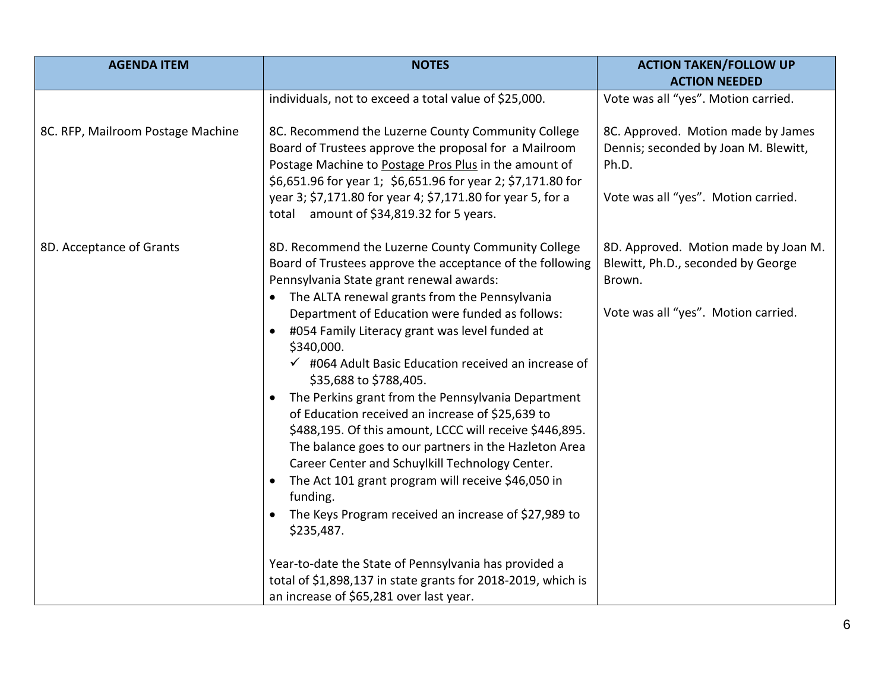| AGENDA ITEM | NOTES | ACTION TAKEN/FOLLOW UP ACTION NEEDED |
|---|---|---|
| | individuals, not to exceed a total value of $25,000. | Vote was all "yes". Motion carried. |
| 8C. RFP, Mailroom Postage Machine | 8C. Recommend the Luzerne County Community College Board of Trustees approve the proposal for a Mailroom Postage Machine to <u>Postage Pros Plus</u> in the amount of $6,651.96 for year 1; $6,651.96 for year 2; $7,171.80 for year 3; $7,171.80 for year 4; $7,171.80 for year 5, for a total amount of $34,819.32 for 5 years. | 8C. Approved. Motion made by James Dennis; seconded by Joan M. Blewitt, Ph.D.<br><br>Vote was all "yes". Motion carried. |
| 8D. Acceptance of Grants | 8D. Recommend the Luzerne County Community College Board of Trustees approve the acceptance of the following Pennsylvania State grant renewal awards:<br>• The ALTA renewal grants from the Pennsylvania Department of Education were funded as follows:<br>• #054 Family Literacy grant was level funded at $340,000.<br>&nbsp;&nbsp;&nbsp;&nbsp;✓ #064 Adult Basic Education received an increase of $35,688 to $788,405.<br>• The Perkins grant from the Pennsylvania Department of Education received an increase of $25,639 to $488,195. Of this amount, LCCC will receive $446,895. The balance goes to our partners in the Hazleton Area Career Center and Schuylkill Technology Center.<br>• The Act 101 grant program will receive $46,050 in funding.<br>• The Keys Program received an increase of $27,989 to $235,487.<br><br>Year-to-date the State of Pennsylvania has provided a total of $1,898,137 in state grants for 2018-2019, which is an increase of $65,281 over last year. | 8D. Approved. Motion made by Joan M. Blewitt, Ph.D., seconded by George Brown.<br><br>Vote was all "yes". Motion carried. |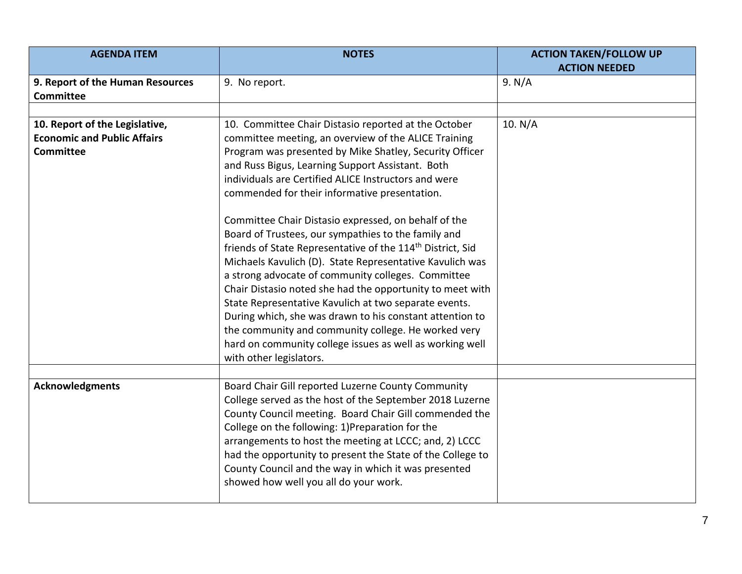| AGENDA ITEM | NOTES | ACTION TAKEN/FOLLOW UP ACTION NEEDED |
|---|---|---|
| **9. Report of the Human Resources Committee** | 9. No report. | 9. N/A |
| | | |
| **10. Report of the Legislative, Economic and Public Affairs Committee** | 10. Committee Chair Distasio reported at the October committee meeting, an overview of the ALICE Training Program was presented by Mike Shatley, Security Officer and Russ Bigus, Learning Support Assistant. Both individuals are Certified ALICE Instructors and were commended for their informative presentation.<br><br>Committee Chair Distasio expressed, on behalf of the Board of Trustees, our sympathies to the family and friends of State Representative of the 114th District, Sid Michaels Kavulich (D). State Representative Kavulich was a strong advocate of community colleges. Committee Chair Distasio noted she had the opportunity to meet with State Representative Kavulich at two separate events. During which, she was drawn to his constant attention to the community and community college. He worked very hard on community college issues as well as working well with other legislators. | 10. N/A |
| | | |
| **Acknowledgments** | Board Chair Gill reported Luzerne County Community College served as the host of the September 2018 Luzerne County Council meeting. Board Chair Gill commended the College on the following: 1)Preparation for the arrangements to host the meeting at LCCC; and, 2) LCCC had the opportunity to present the State of the College to County Council and the way in which it was presented showed how well you all do your work. | |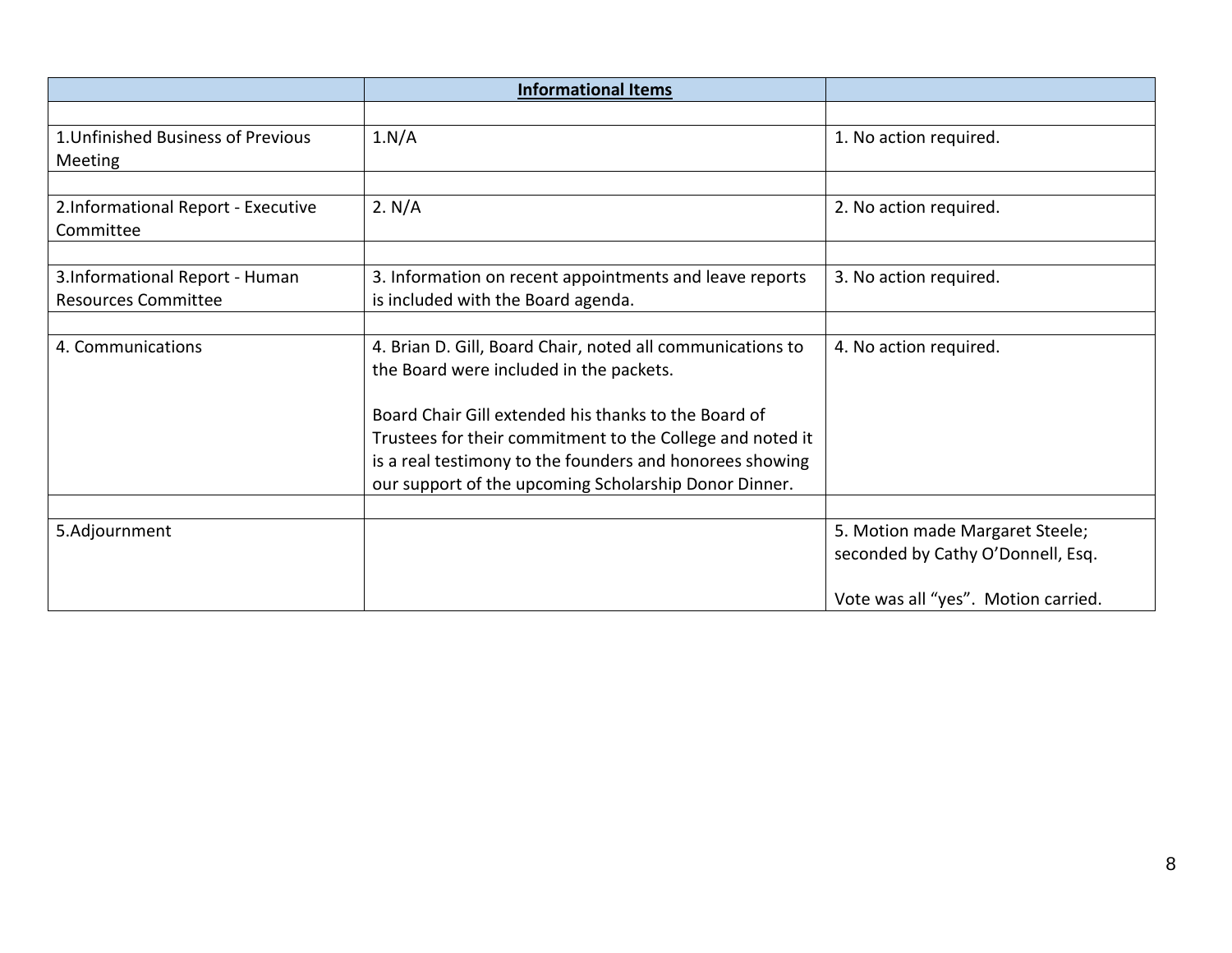| | **Informational Items** | |
|---|---|---|
| | | |
| 1.Unfinished Business of Previous Meeting | 1.N/A | 1. No action required. |
| | | |
| 2.Informational Report - Executive Committee | 2. N/A | 2. No action required. |
| | | |
| 3.Informational Report - Human Resources Committee | 3. Information on recent appointments and leave reports is included with the Board agenda. | 3. No action required. |
| | | |
| 4. Communications | 4. Brian D. Gill, Board Chair, noted all communications to the Board were included in the packets.<br><br>Board Chair Gill extended his thanks to the Board of Trustees for their commitment to the College and noted it is a real testimony to the founders and honorees showing our support of the upcoming Scholarship Donor Dinner. | 4. No action required. |
| | | |
| 5.Adjournment | | 5. Motion made Margaret Steele; seconded by Cathy O'Donnell, Esq.<br><br>Vote was all "yes". Motion carried. |